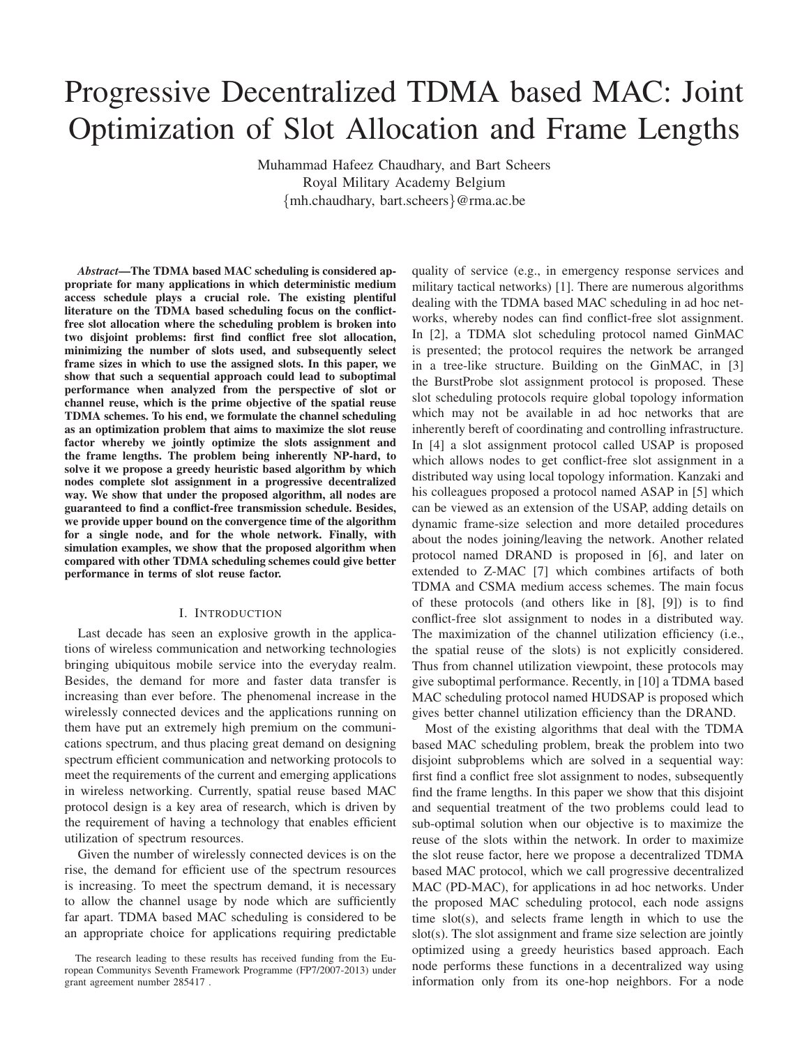# Progressive Decentralized TDMA based MAC: Joint Optimization of Slot Allocation and Frame Lengths

Muhammad Hafeez Chaudhary, and Bart Scheers
Royal Military Academy Belgium
{mh.chaudhary, bart.scheers}@rma.ac.be

***Abstract*—The TDMA based MAC scheduling is considered appropriate for many applications in which deterministic medium access schedule plays a crucial role. The existing plentiful literature on the TDMA based scheduling focus on the conflict-free slot allocation where the scheduling problem is broken into two disjoint problems: first find conflict free slot allocation, minimizing the number of slots used, and subsequently select frame sizes in which to use the assigned slots. In this paper, we show that such a sequential approach could lead to suboptimal performance when analyzed from the perspective of slot or channel reuse, which is the prime objective of the spatial reuse TDMA schemes. To his end, we formulate the channel scheduling as an optimization problem that aims to maximize the slot reuse factor whereby we jointly optimize the slots assignment and the frame lengths. The problem being inherently NP-hard, to solve it we propose a greedy heuristic based algorithm by which nodes complete slot assignment in a progressive decentralized way. We show that under the proposed algorithm, all nodes are guaranteed to find a conflict-free transmission schedule. Besides, we provide upper bound on the convergence time of the algorithm for a single node, and for the whole network. Finally, with simulation examples, we show that the proposed algorithm when compared with other TDMA scheduling schemes could give better performance in terms of slot reuse factor.**

## I. Introduction

Last decade has seen an explosive growth in the applications of wireless communication and networking technologies bringing ubiquitous mobile service into the everyday realm. Besides, the demand for more and faster data transfer is increasing than ever before. The phenomenal increase in the wirelessly connected devices and the applications running on them have put an extremely high premium on the communications spectrum, and thus placing great demand on designing spectrum efficient communication and networking protocols to meet the requirements of the current and emerging applications in wireless networking. Currently, spatial reuse based MAC protocol design is a key area of research, which is driven by the requirement of having a technology that enables efficient utilization of spectrum resources.

Given the number of wirelessly connected devices is on the rise, the demand for efficient use of the spectrum resources is increasing. To meet the spectrum demand, it is necessary to allow the channel usage by node which are sufficiently far apart. TDMA based MAC scheduling is considered to be an appropriate choice for applications requiring predictable quality of service (e.g., in emergency response services and military tactical networks) [1]. There are numerous algorithms dealing with the TDMA based MAC scheduling in ad hoc networks, whereby nodes can find conflict-free slot assignment. In [2], a TDMA slot scheduling protocol named GinMAC is presented; the protocol requires the network be arranged in a tree-like structure. Building on the GinMAC, in [3] the BurstProbe slot assignment protocol is proposed. These slot scheduling protocols require global topology information which may not be available in ad hoc networks that are inherently bereft of coordinating and controlling infrastructure. In [4] a slot assignment protocol called USAP is proposed which allows nodes to get conflict-free slot assignment in a distributed way using local topology information. Kanzaki and his colleagues proposed a protocol named ASAP in [5] which can be viewed as an extension of the USAP, adding details on dynamic frame-size selection and more detailed procedures about the nodes joining/leaving the network. Another related protocol named DRAND is proposed in [6], and later on extended to Z-MAC [7] which combines artifacts of both TDMA and CSMA medium access schemes. The main focus of these protocols (and others like in [8], [9]) is to find conflict-free slot assignment to nodes in a distributed way. The maximization of the channel utilization efficiency (i.e., the spatial reuse of the slots) is not explicitly considered. Thus from channel utilization viewpoint, these protocols may give suboptimal performance. Recently, in [10] a TDMA based MAC scheduling protocol named HUDSAP is proposed which gives better channel utilization efficiency than the DRAND.

Most of the existing algorithms that deal with the TDMA based MAC scheduling problem, break the problem into two disjoint subproblems which are solved in a sequential way: first find a conflict free slot assignment to nodes, subsequently find the frame lengths. In this paper we show that this disjoint and sequential treatment of the two problems could lead to sub-optimal solution when our objective is to maximize the reuse of the slots within the network. In order to maximize the slot reuse factor, here we propose a decentralized TDMA based MAC protocol, which we call progressive decentralized MAC (PD-MAC), for applications in ad hoc networks. Under the proposed MAC scheduling protocol, each node assigns time slot(s), and selects frame length in which to use the slot(s). The slot assignment and frame size selection are jointly optimized using a greedy heuristics based approach. Each node performs these functions in a decentralized way using information only from its one-hop neighbors. For a node

The research leading to these results has received funding from the European Communitys Seventh Framework Programme (FP7/2007-2013) under grant agreement number 285417 .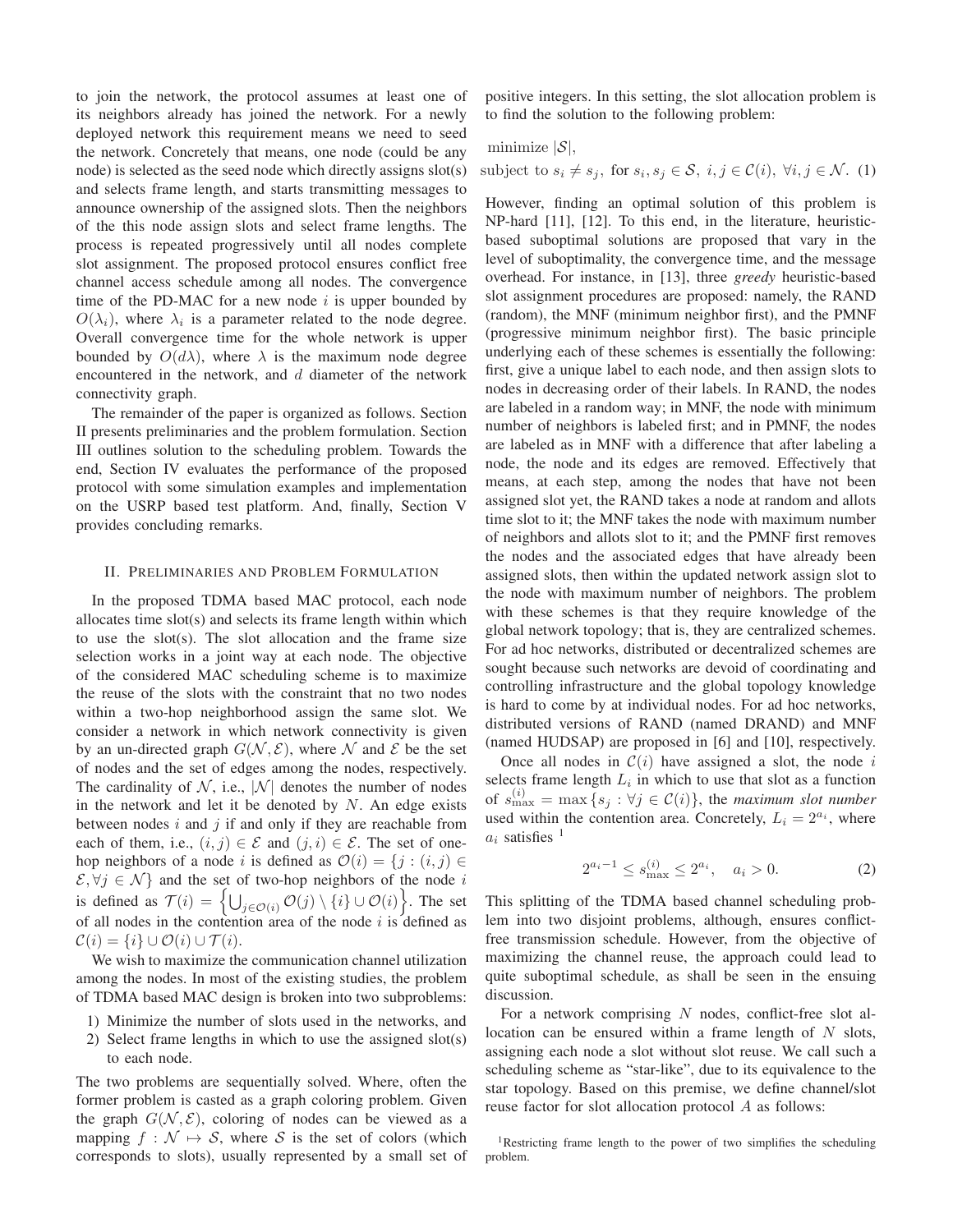to join the network, the protocol assumes at least one of its neighbors already has joined the network. For a newly deployed network this requirement means we need to seed the network. Concretely that means, one node (could be any node) is selected as the seed node which directly assigns slot(s) and selects frame length, and starts transmitting messages to announce ownership of the assigned slots. Then the neighbors of the this node assign slots and select frame lengths. The process is repeated progressively until all nodes complete slot assignment. The proposed protocol ensures conflict free channel access schedule among all nodes. The convergence time of the PD-MAC for a new node $i$ is upper bounded by $O(\lambda_i)$, where $\lambda_i$ is a parameter related to the node degree. Overall convergence time for the whole network is upper bounded by $O(d\lambda)$, where $\lambda$ is the maximum node degree encountered in the network, and $d$ diameter of the network connectivity graph.

The remainder of the paper is organized as follows. Section II presents preliminaries and the problem formulation. Section III outlines solution to the scheduling problem. Towards the end, Section IV evaluates the performance of the proposed protocol with some simulation examples and implementation on the USRP based test platform. And, finally, Section V provides concluding remarks.

## II. Preliminaries and Problem Formulation

In the proposed TDMA based MAC protocol, each node allocates time slot(s) and selects its frame length within which to use the slot(s). The slot allocation and the frame size selection works in a joint way at each node. The objective of the considered MAC scheduling scheme is to maximize the reuse of the slots with the constraint that no two nodes within a two-hop neighborhood assign the same slot. We consider a network in which network connectivity is given by an un-directed graph $G(\mathcal{N}, \mathcal{E})$, where $\mathcal{N}$ and $\mathcal{E}$ be the set of nodes and the set of edges among the nodes, respectively. The cardinality of $\mathcal{N}$, i.e., $|\mathcal{N}|$ denotes the number of nodes in the network and let it be denoted by $N$. An edge exists between nodes $i$ and $j$ if and only if they are reachable from each of them, i.e., $(i,j) \in \mathcal{E}$ and $(j,i) \in \mathcal{E}$. The set of one-hop neighbors of a node $i$ is defined as $\mathcal{O}(i) = \{j : (i,j) \in \mathcal{E}, \forall j \in \mathcal{N}\}$ and the set of two-hop neighbors of the node $i$ is defined as $\mathcal{T}(i) = \left\{\bigcup_{j \in \mathcal{O}(i)} \mathcal{O}(j) \setminus \{i\} \cup \mathcal{O}(i)\right\}$. The set of all nodes in the contention area of the node $i$ is defined as $\mathcal{C}(i) = \{i\} \cup \mathcal{O}(i) \cup \mathcal{T}(i)$.

We wish to maximize the communication channel utilization among the nodes. In most of the existing studies, the problem of TDMA based MAC design is broken into two subproblems:

1) Minimize the number of slots used in the networks, and
2) Select frame lengths in which to use the assigned slot(s) to each node.

The two problems are sequentially solved. Where, often the former problem is casted as a graph coloring problem. Given the graph $G(\mathcal{N}, \mathcal{E})$, coloring of nodes can be viewed as a mapping $f : \mathcal{N} \mapsto \mathcal{S}$, where $\mathcal{S}$ is the set of colors (which corresponds to slots), usually represented by a small set of positive integers. In this setting, the slot allocation problem is to find the solution to the following problem:

$$\text{minimize } |\mathcal{S}|,$$
$$\text{subject to } s_i \neq s_j, \text{ for } s_i, s_j \in \mathcal{S},\ i,j \in \mathcal{C}(i),\ \forall i,j \in \mathcal{N}. \quad (1)$$

However, finding an optimal solution of this problem is NP-hard [11], [12]. To this end, in the literature, heuristic-based suboptimal solutions are proposed that vary in the level of suboptimality, the convergence time, and the message overhead. For instance, in [13], three *greedy* heuristic-based slot assignment procedures are proposed: namely, the RAND (random), the MNF (minimum neighbor first), and the PMNF (progressive minimum neighbor first). The basic principle underlying each of these schemes is essentially the following: first, give a unique label to each node, and then assign slots to nodes in decreasing order of their labels. In RAND, the nodes are labeled in a random way; in MNF, the node with minimum number of neighbors is labeled first; and in PMNF, the nodes are labeled as in MNF with a difference that after labeling a node, the node and its edges are removed. Effectively that means, at each step, among the nodes that have not been assigned slot yet, the RAND takes a node at random and allots time slot to it; the MNF takes the node with maximum number of neighbors and allots slot to it; and the PMNF first removes the nodes and the associated edges that have already been assigned slots, then within the updated network assign slot to the node with maximum number of neighbors. The problem with these schemes is that they require knowledge of the global network topology; that is, they are centralized schemes. For ad hoc networks, distributed or decentralized schemes are sought because such networks are devoid of coordinating and controlling infrastructure and the global topology knowledge is hard to come by at individual nodes. For ad hoc networks, distributed versions of RAND (named DRAND) and MNF (named HUDSAP) are proposed in [6] and [10], respectively.

Once all nodes in $\mathcal{C}(i)$ have assigned a slot, the node $i$ selects frame length $L_i$ in which to use that slot as a function of $s_{\max}^{(i)} = \max\{s_j : \forall j \in \mathcal{C}(i)\}$, the *maximum slot number* used within the contention area. Concretely, $L_i = 2^{a_i}$, where $a_i$ satisfies [1]

$$2^{a_i - 1} \leq s_{\max}^{(i)} \leq 2^{a_i}, \quad a_i > 0. \quad (2)$$

This splitting of the TDMA based channel scheduling problem into two disjoint problems, although, ensures conflict-free transmission schedule. However, from the objective of maximizing the channel reuse, the approach could lead to quite suboptimal schedule, as shall be seen in the ensuing discussion.

For a network comprising $N$ nodes, conflict-free slot allocation can be ensured within a frame length of $N$ slots, assigning each node a slot without slot reuse. We call such a scheduling scheme as "star-like", due to its equivalence to the star topology. Based on this premise, we define channel/slot reuse factor for slot allocation protocol $A$ as follows:

[1] Restricting frame length to the power of two simplifies the scheduling problem.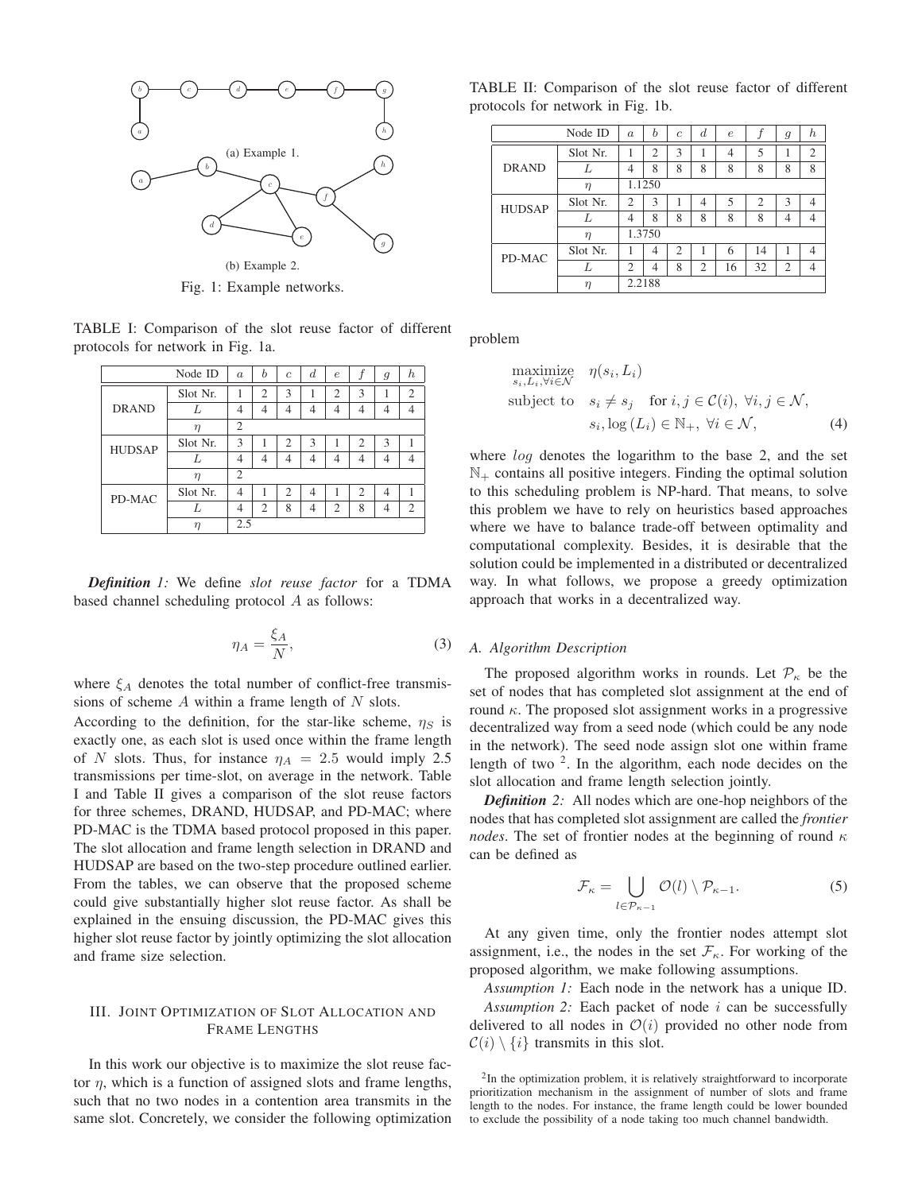(a) Example 1.

(b) Example 2.

Fig. 1: Example networks.

TABLE I: Comparison of the slot reuse factor of different protocols for network in Fig. 1a.

| | Node ID | $a$ | $b$ | $c$ | $d$ | $e$ | $f$ | $g$ | $h$ |
|---|---|---|---|---|---|---|---|---|---|
| DRAND | Slot Nr. | 1 | 2 | 3 | 1 | 2 | 3 | 1 | 2 |
| | $L$ | 4 | 4 | 4 | 4 | 4 | 4 | 4 | 4 |
| | $\eta$ | 2 | | | | | | | |
| HUDSAP | Slot Nr. | 3 | 1 | 2 | 3 | 1 | 2 | 3 | 1 |
| | $L$ | 4 | 4 | 4 | 4 | 4 | 4 | 4 | 4 |
| | $\eta$ | 2 | | | | | | | |
| PD-MAC | Slot Nr. | 4 | 1 | 2 | 4 | 1 | 2 | 4 | 1 |
| | $L$ | 4 | 2 | 8 | 4 | 2 | 8 | 4 | 2 |
| | $\eta$ | 2.5 | | | | | | | |

***Definition 1:*** We define *slot reuse factor* for a TDMA based channel scheduling protocol $A$ as follows:

$$\eta_A = \frac{\xi_A}{N}, \tag{3}$$

where $\xi_A$ denotes the total number of conflict-free transmissions of scheme $A$ within a frame length of $N$ slots.

According to the definition, for the star-like scheme, $\eta_S$ is exactly one, as each slot is used once within the frame length of $N$ slots. Thus, for instance $\eta_A = 2.5$ would imply 2.5 transmissions per time-slot, on average in the network. Table I and Table II gives a comparison of the slot reuse factors for three schemes, DRAND, HUDSAP, and PD-MAC; where PD-MAC is the TDMA based protocol proposed in this paper. The slot allocation and frame length selection in DRAND and HUDSAP are based on the two-step procedure outlined earlier. From the tables, we can observe that the proposed scheme could give substantially higher slot reuse factor. As shall be explained in the ensuing discussion, the PD-MAC gives this higher slot reuse factor by jointly optimizing the slot allocation and frame size selection.

## III. Joint Optimization of Slot Allocation and Frame Lengths

In this work our objective is to maximize the slot reuse factor $\eta$, which is a function of assigned slots and frame lengths, such that no two nodes in a contention area transmits in the same slot. Concretely, we consider the following optimization problem

TABLE II: Comparison of the slot reuse factor of different protocols for network in Fig. 1b.

| | Node ID | $a$ | $b$ | $c$ | $d$ | $e$ | $f$ | $g$ | $h$ |
|---|---|---|---|---|---|---|---|---|---|
| DRAND | Slot Nr. | 1 | 2 | 3 | 1 | 4 | 5 | 1 | 2 |
| | $L$ | 4 | 8 | 8 | 8 | 8 | 8 | 8 | 8 |
| | $\eta$ | 1.1250 | | | | | | | |
| HUDSAP | Slot Nr. | 2 | 3 | 1 | 4 | 5 | 2 | 3 | 4 |
| | $L$ | 4 | 8 | 8 | 8 | 8 | 8 | 4 | 4 |
| | $\eta$ | 1.3750 | | | | | | | |
| PD-MAC | Slot Nr. | 1 | 4 | 2 | 1 | 6 | 14 | 1 | 4 |
| | $L$ | 2 | 4 | 8 | 2 | 16 | 32 | 2 | 4 |
| | $\eta$ | 2.2188 | | | | | | | |

$$\begin{aligned}
&\underset{s_i, L_i, \forall i \in \mathcal{N}}{\text{maximize}} \quad \eta(s_i, L_i) \\
&\text{subject to} \quad s_i \neq s_j \quad \text{for } i, j \in \mathcal{C}(i),\ \forall i, j \in \mathcal{N}, \\
&\qquad\qquad\quad s_i, \log(L_i) \in \mathbb{N}_+,\ \forall i \in \mathcal{N},
\end{aligned} \tag{4}$$

where $log$ denotes the logarithm to the base 2, and the set $\mathbb{N}_+$ contains all positive integers. Finding the optimal solution to this scheduling problem is NP-hard. That means, to solve this problem we have to rely on heuristics based approaches where we have to balance trade-off between optimality and computational complexity. Besides, it is desirable that the solution could be implemented in a distributed or decentralized way. In what follows, we propose a greedy optimization approach that works in a decentralized way.

### A. Algorithm Description

The proposed algorithm works in rounds. Let $\mathcal{P}_\kappa$ be the set of nodes that has completed slot assignment at the end of round $\kappa$. The proposed slot assignment works in a progressive decentralized way from a seed node (which could be any node in the network). The seed node assign slot one within frame length of two [2]. In the algorithm, each node decides on the slot allocation and frame length selection jointly.

***Definition 2:*** All nodes which are one-hop neighbors of the nodes that has completed slot assignment are called the *frontier nodes*. The set of frontier nodes at the beginning of round $\kappa$ can be defined as

$$\mathcal{F}_\kappa = \bigcup_{l \in \mathcal{P}_{\kappa-1}} \mathcal{O}(l) \setminus \mathcal{P}_{\kappa-1}. \tag{5}$$

At any given time, only the frontier nodes attempt slot assignment, i.e., the nodes in the set $\mathcal{F}_\kappa$. For working of the proposed algorithm, we make following assumptions.

*Assumption 1:* Each node in the network has a unique ID.

*Assumption 2:* Each packet of node $i$ can be successfully delivered to all nodes in $\mathcal{O}(i)$ provided no other node from $\mathcal{C}(i) \setminus \{i\}$ transmits in this slot.

[2] In the optimization problem, it is relatively straightforward to incorporate prioritization mechanism in the assignment of number of slots and frame length to the nodes. For instance, the frame length could be lower bounded to exclude the possibility of a node taking too much channel bandwidth.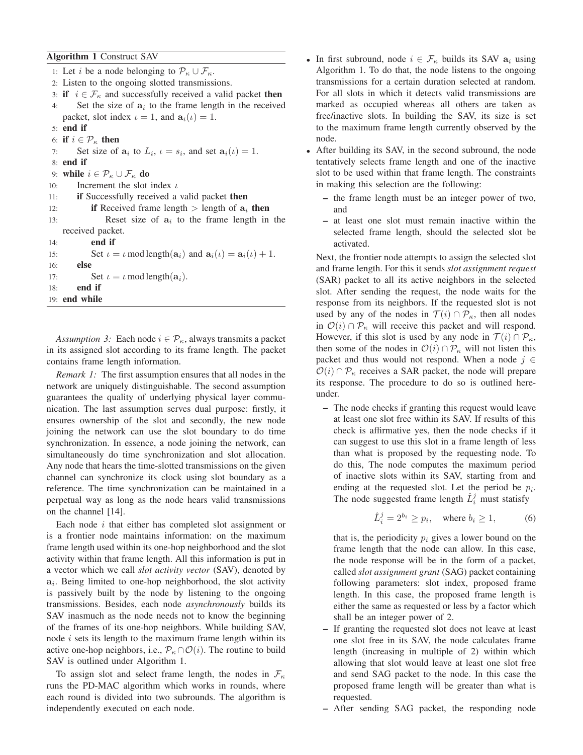**Algorithm 1** Construct SAV

```
1: Let i be a node belonging to P_κ ∪ F_κ.
2: Listen to the ongoing slotted transmissions.
3: if i ∈ F_κ and successfully received a valid packet then
4:     Set the size of a_i to the frame length in the received
       packet, slot index ι = 1, and a_i(ι) = 1.
5: end if
6: if i ∈ P_κ then
7:     Set size of a_i to L_i, ι = s_i, and set a_i(ι) = 1.
8: end if
9: while i ∈ P_κ ∪ F_κ do
10:    Increment the slot index ι
11:    if Successfully received a valid packet then
12:        if Received frame length > length of a_i then
13:            Reset size of a_i to the frame length in the
               received packet.
14:        end if
15:        Set ι = ι mod length(a_i) and a_i(ι) = a_i(ι) + 1.
16:    else
17:        Set ι = ι mod length(a_i).
18:    end if
19: end while
```

*Assumption 3:* Each node $i \in \mathcal{P}_\kappa$, always transmits a packet in its assigned slot according to its frame length. The packet contains frame length information.

*Remark 1:* The first assumption ensures that all nodes in the network are uniquely distinguishable. The second assumption guarantees the quality of underlying physical layer communication. The last assumption serves dual purpose: firstly, it ensures ownership of the slot and secondly, the new node joining the network can use the slot boundary to do time synchronization. In essence, a node joining the network, can simultaneously do time synchronization and slot allocation. Any node that hears the time-slotted transmissions on the given channel can synchronize its clock using slot boundary as a reference. The time synchronization can be maintained in a perpetual way as long as the node hears valid transmissions on the channel [14].

Each node $i$ that either has completed slot assignment or is a frontier node maintains information: on the maximum frame length used within its one-hop neighborhood and the slot activity within that frame length. All this information is put in a vector which we call *slot activity vector* (SAV), denoted by $\mathbf{a}_i$. Being limited to one-hop neighborhood, the slot activity is passively built by the node by listening to the ongoing transmissions. Besides, each node *asynchronously* builds its SAV inasmuch as the node needs not to know the beginning of the frames of its one-hop neighbors. While building SAV, node $i$ sets its length to the maximum frame length within its active one-hop neighbors, i.e., $\mathcal{P}_\kappa \cap \mathcal{O}(i)$. The routine to build SAV is outlined under Algorithm 1.

To assign slot and select frame length, the nodes in $\mathcal{F}_\kappa$ runs the PD-MAC algorithm which works in rounds, where each round is divided into two subrounds. The algorithm is independently executed on each node.

- In first subround, node $i \in \mathcal{F}_\kappa$ builds its SAV $\mathbf{a}_i$ using Algorithm 1. To do that, the node listens to the ongoing transmissions for a certain duration selected at random. For all slots in which it detects valid transmissions are marked as occupied whereas all others are taken as free/inactive slots. In building the SAV, its size is set to the maximum frame length currently observed by the node.
- After building its SAV, in the second subround, the node tentatively selects frame length and one of the inactive slot to be used within that frame length. The constraints in making this selection are the following:
  - the frame length must be an integer power of two, and
  - at least one slot must remain inactive within the selected frame length, should the selected slot be activated.

  Next, the frontier node attempts to assign the selected slot and frame length. For this it sends *slot assignment request* (SAR) packet to all its active neighbors in the selected slot. After sending the request, the node waits for the response from its neighbors. If the requested slot is not used by any of the nodes in $\mathcal{T}(i) \cap \mathcal{P}_\kappa$, then all nodes in $\mathcal{O}(i) \cap \mathcal{P}_\kappa$ will receive this packet and will respond. However, if this slot is used by any node in $\mathcal{T}(i) \cap \mathcal{P}_\kappa$, then some of the nodes in $\mathcal{O}(i) \cap \mathcal{P}_\kappa$ will not listen this packet and thus would not respond. When a node $j \in \mathcal{O}(i) \cap \mathcal{P}_\kappa$ receives a SAR packet, the node will prepare its response. The procedure to do so is outlined hereunder.

  - The node checks if granting this request would leave at least one slot free within its SAV. If results of this check is affirmative yes, then the node checks if it can suggest to use this slot in a frame length of less than what is proposed by the requesting node. To do this, The node computes the maximum period of inactive slots within its SAV, starting from and ending at the requested slot. Let the period be $p_i$. The node suggested frame length $\hat{L}_i^j$ must satisfy

    $$\hat{L}_i^j = 2^{b_i} \geq p_i, \quad \text{where } b_i \geq 1, \tag{6}$$

    that is, the periodicity $p_i$ gives a lower bound on the frame length that the node can allow. In this case, the node response will be in the form of a packet, called *slot assignment grant* (SAG) packet containing following parameters: slot index, proposed frame length. In this case, the proposed frame length is either the same as requested or less by a factor which shall be an integer power of 2.
  - If granting the requested slot does not leave at least one slot free in its SAV, the node calculates frame length (increasing in multiple of 2) within which allowing that slot would leave at least one slot free and send SAG packet to the node. In this case the proposed frame length will be greater than what is requested.
  - After sending SAG packet, the responding node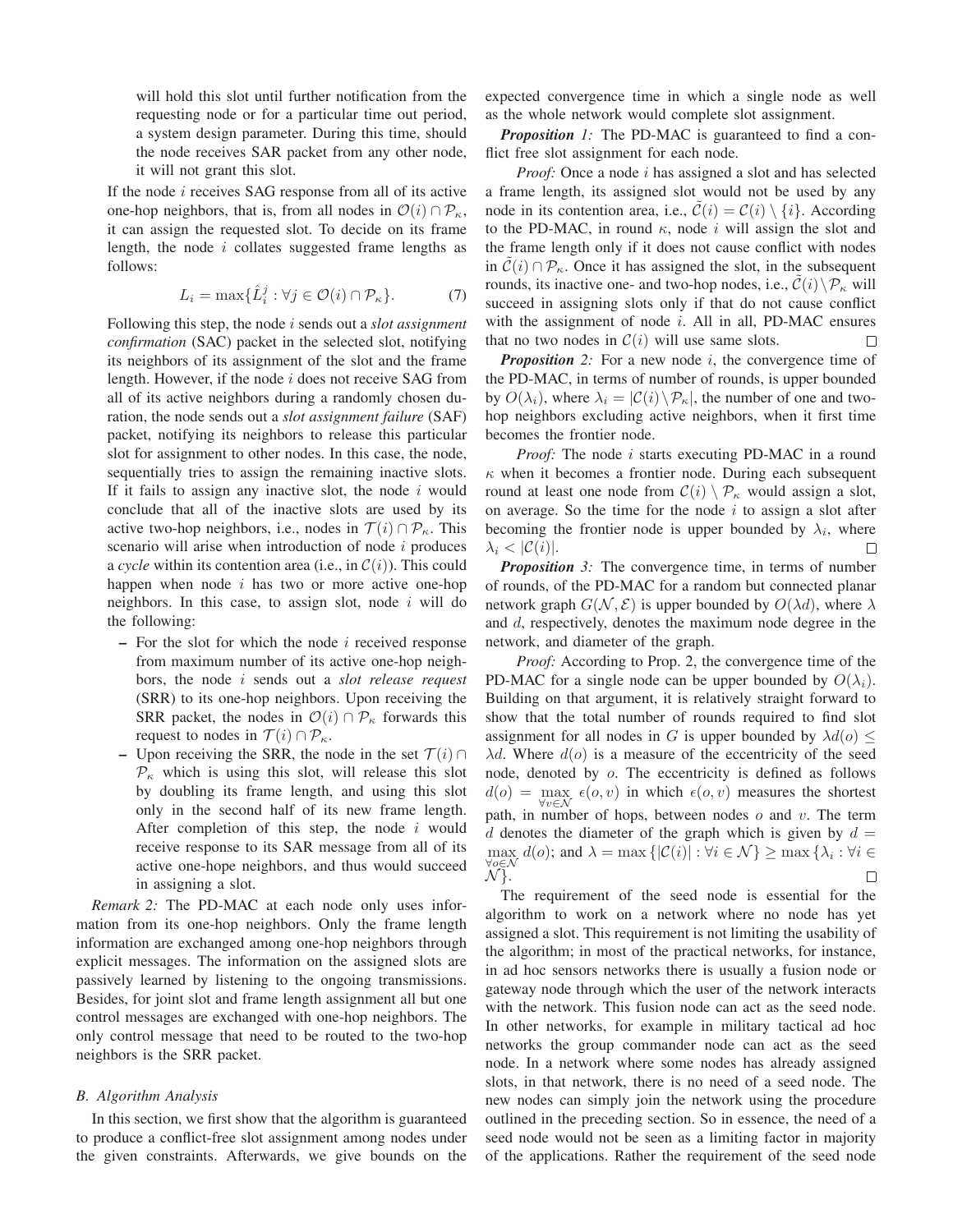will hold this slot until further notification from the requesting node or for a particular time out period, a system design parameter. During this time, should the node receives SAR packet from any other node, it will not grant this slot.

If the node $i$ receives SAG response from all of its active one-hop neighbors, that is, from all nodes in $\mathcal{O}(i) \cap \mathcal{P}_\kappa$, it can assign the requested slot. To decide on its frame length, the node $i$ collates suggested frame lengths as follows:

$$L_i = \max\{\hat{L}_i^j : \forall j \in \mathcal{O}(i) \cap \mathcal{P}_\kappa\}. \tag{7}$$

Following this step, the node $i$ sends out a *slot assignment confirmation* (SAC) packet in the selected slot, notifying its neighbors of its assignment of the slot and the frame length. However, if the node $i$ does not receive SAG from all of its active neighbors during a randomly chosen duration, the node sends out a *slot assignment failure* (SAF) packet, notifying its neighbors to release this particular slot for assignment to other nodes. In this case, the node, sequentially tries to assign the remaining inactive slots. If it fails to assign any inactive slot, the node $i$ would conclude that all of the inactive slots are used by its active two-hop neighbors, i.e., nodes in $\mathcal{T}(i) \cap \mathcal{P}_\kappa$. This scenario will arise when introduction of node $i$ produces a *cycle* within its contention area (i.e., in $\mathcal{C}(i)$). This could happen when node $i$ has two or more active one-hop neighbors. In this case, to assign slot, node $i$ will do the following:

- For the slot for which the node $i$ received response from maximum number of its active one-hop neighbors, the node $i$ sends out a *slot release request* (SRR) to its one-hop neighbors. Upon receiving the SRR packet, the nodes in $\mathcal{O}(i) \cap \mathcal{P}_\kappa$ forwards this request to nodes in $\mathcal{T}(i) \cap \mathcal{P}_\kappa$.
- Upon receiving the SRR, the node in the set $\mathcal{T}(i) \cap \mathcal{P}_\kappa$ which is using this slot, will release this slot by doubling its frame length, and using this slot only in the second half of its new frame length. After completion of this step, the node $i$ would receive response to its SAR message from all of its active one-hope neighbors, and thus would succeed in assigning a slot.

*Remark 2:* The PD-MAC at each node only uses information from its one-hop neighbors. Only the frame length information are exchanged among one-hop neighbors through explicit messages. The information on the assigned slots are passively learned by listening to the ongoing transmissions. Besides, for joint slot and frame length assignment all but one control messages are exchanged with one-hop neighbors. The only control message that need to be routed to the two-hop neighbors is the SRR packet.

### B. Algorithm Analysis

In this section, we first show that the algorithm is guaranteed to produce a conflict-free slot assignment among nodes under the given constraints. Afterwards, we give bounds on the expected convergence time in which a single node as well as the whole network would complete slot assignment.

***Proposition 1:*** The PD-MAC is guaranteed to find a conflict free slot assignment for each node.

*Proof:* Once a node $i$ has assigned a slot and has selected a frame length, its assigned slot would not be used by any node in its contention area, i.e., $\tilde{\mathcal{C}}(i) = \mathcal{C}(i) \setminus \{i\}$. According to the PD-MAC, in round $\kappa$, node $i$ will assign the slot and the frame length only if it does not cause conflict with nodes in $\tilde{\mathcal{C}}(i) \cap \mathcal{P}_\kappa$. Once it has assigned the slot, in the subsequent rounds, its inactive one- and two-hop nodes, i.e., $\tilde{\mathcal{C}}(i) \setminus \mathcal{P}_\kappa$ will succeed in assigning slots only if that do not cause conflict with the assignment of node $i$. All in all, PD-MAC ensures that no two nodes in $\mathcal{C}(i)$ will use same slots. $\square$

***Proposition 2:*** For a new node $i$, the convergence time of the PD-MAC, in terms of number of rounds, is upper bounded by $O(\lambda_i)$, where $\lambda_i = |\mathcal{C}(i) \setminus \mathcal{P}_\kappa|$, the number of one and two-hop neighbors excluding active neighbors, when it first time becomes the frontier node.

*Proof:* The node $i$ starts executing PD-MAC in a round $\kappa$ when it becomes a frontier node. During each subsequent round at least one node from $\mathcal{C}(i) \setminus \mathcal{P}_\kappa$ would assign a slot, on average. So the time for the node $i$ to assign a slot after becoming the frontier node is upper bounded by $\lambda_i$, where $\lambda_i < |\mathcal{C}(i)|$. $\square$

***Proposition 3:*** The convergence time, in terms of number of rounds, of the PD-MAC for a random but connected planar network graph $G(\mathcal{N}, \mathcal{E})$ is upper bounded by $O(\lambda d)$, where $\lambda$ and $d$, respectively, denotes the maximum node degree in the network, and diameter of the graph.

*Proof:* According to Prop. 2, the convergence time of the PD-MAC for a single node can be upper bounded by $O(\lambda_i)$. Building on that argument, it is relatively straight forward to show that the total number of rounds required to find slot assignment for all nodes in $G$ is upper bounded by $\lambda d(o) \leq \lambda d$. Where $d(o)$ is a measure of the eccentricity of the seed node, denoted by $o$. The eccentricity is defined as follows $d(o) = \max_{\forall v \in \mathcal{N}} \epsilon(o, v)$ in which $\epsilon(o, v)$ measures the shortest path, in number of hops, between nodes $o$ and $v$. The term $d$ denotes the diameter of the graph which is given by $d = \max_{\forall o \in \mathcal{N}} d(o)$; and $\lambda = \max\{|\mathcal{C}(i)| : \forall i \in \mathcal{N}\} \geq \max\{\lambda_i : \forall i \in \mathcal{N}\}$. $\square$

The requirement of the seed node is essential for the algorithm to work on a network where no node has yet assigned a slot. This requirement is not limiting the usability of the algorithm; in most of the practical networks, for instance, in ad hoc sensors networks there is usually a fusion node or gateway node through which the user of the network interacts with the network. This fusion node can act as the seed node. In other networks, for example in military tactical ad hoc networks the group commander node can act as the seed node. In a network where some nodes has already assigned slots, in that network, there is no need of a seed node. The new nodes can simply join the network using the procedure outlined in the preceding section. So in essence, the need of a seed node would not be seen as a limiting factor in majority of the applications. Rather the requirement of the seed node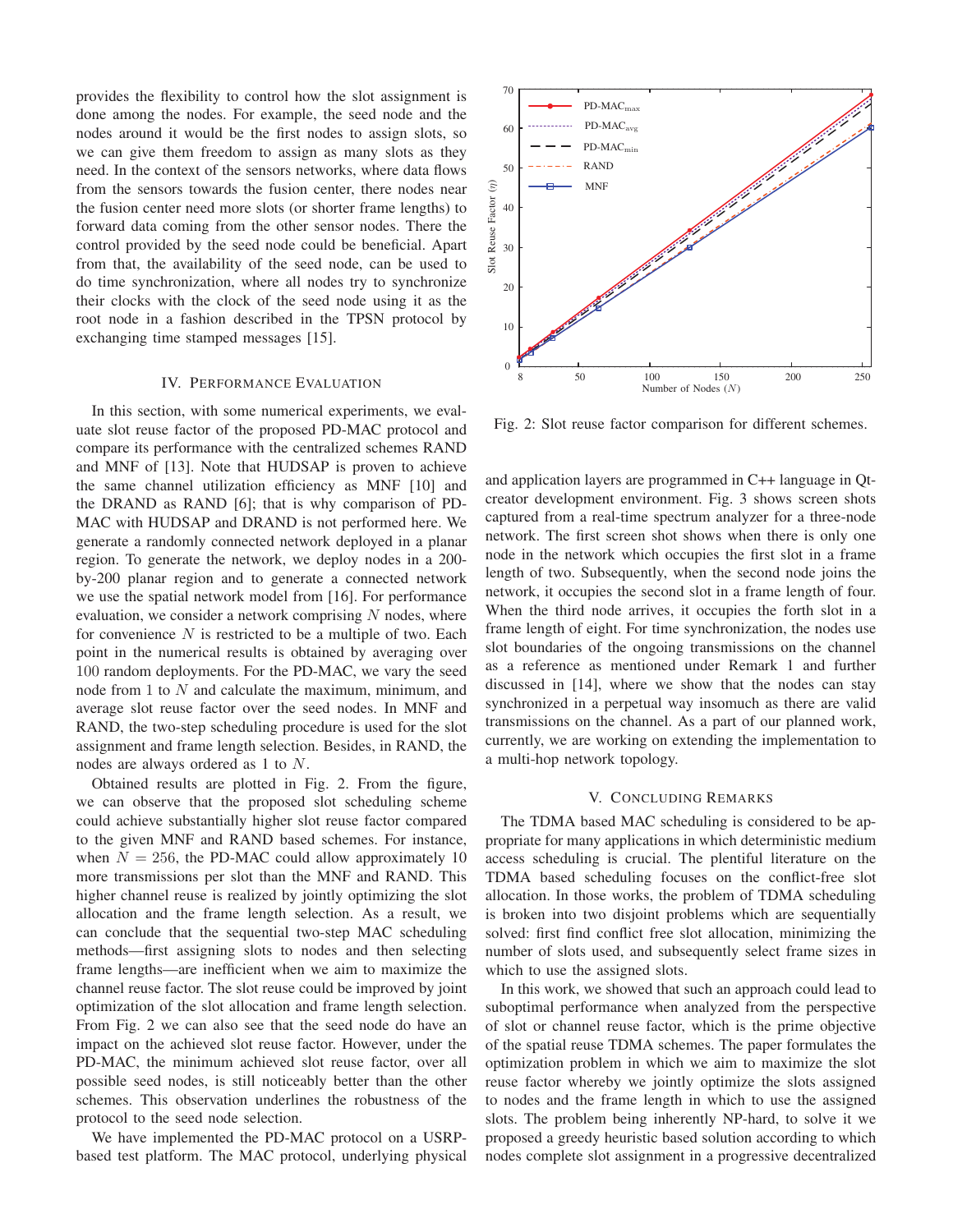provides the flexibility to control how the slot assignment is done among the nodes. For example, the seed node and the nodes around it would be the first nodes to assign slots, so we can give them freedom to assign as many slots as they need. In the context of the sensors networks, where data flows from the sensors towards the fusion center, there nodes near the fusion center need more slots (or shorter frame lengths) to forward data coming from the other sensor nodes. There the control provided by the seed node could be beneficial. Apart from that, the availability of the seed node, can be used to do time synchronization, where all nodes try to synchronize their clocks with the clock of the seed node using it as the root node in a fashion described in the TPSN protocol by exchanging time stamped messages [15].

## IV. Performance Evaluation

In this section, with some numerical experiments, we evaluate slot reuse factor of the proposed PD-MAC protocol and compare its performance with the centralized schemes RAND and MNF of [13]. Note that HUDSAP is proven to achieve the same channel utilization efficiency as MNF [10] and the DRAND as RAND [6]; that is why comparison of PD-MAC with HUDSAP and DRAND is not performed here. We generate a randomly connected network deployed in a planar region. To generate the network, we deploy nodes in a 200-by-200 planar region and to generate a connected network we use the spatial network model from [16]. For performance evaluation, we consider a network comprising $N$ nodes, where for convenience $N$ is restricted to be a multiple of two. Each point in the numerical results is obtained by averaging over 100 random deployments. For the PD-MAC, we vary the seed node from 1 to $N$ and calculate the maximum, minimum, and average slot reuse factor over the seed nodes. In MNF and RAND, the two-step scheduling procedure is used for the slot assignment and frame length selection. Besides, in RAND, the nodes are always ordered as 1 to $N$.

Obtained results are plotted in Fig. 2. From the figure, we can observe that the proposed slot scheduling scheme could achieve substantially higher slot reuse factor compared to the given MNF and RAND based schemes. For instance, when $N = 256$, the PD-MAC could allow approximately 10 more transmissions per slot than the MNF and RAND. This higher channel reuse is realized by jointly optimizing the slot allocation and the frame length selection. As a result, we can conclude that the sequential two-step MAC scheduling methods—first assigning slots to nodes and then selecting frame lengths—are inefficient when we aim to maximize the channel reuse factor. The slot reuse could be improved by joint optimization of the slot allocation and frame length selection. From Fig. 2 we can also see that the seed node do have an impact on the achieved slot reuse factor. However, under the PD-MAC, the minimum achieved slot reuse factor, over all possible seed nodes, is still noticeably better than the other schemes. This observation underlines the robustness of the protocol to the seed node selection.

We have implemented the PD-MAC protocol on a USRP-based test platform. The MAC protocol, underlying physical and application layers are programmed in C++ language in Qt-creator development environment. Fig. 3 shows screen shots captured from a real-time spectrum analyzer for a three-node network. The first screen shot shows when there is only one node in the network which occupies the first slot in a frame length of two. Subsequently, when the second node joins the network, it occupies the second slot in a frame length of four. When the third node arrives, it occupies the forth slot in a frame length of eight. For time synchronization, the nodes use slot boundaries of the ongoing transmissions on the channel as a reference as mentioned under Remark 1 and further discussed in [14], where we show that the nodes can stay synchronized in a perpetual way insomuch as there are valid transmissions on the channel. As a part of our planned work, currently, we are working on extending the implementation to a multi-hop network topology.

Fig. 2: Slot reuse factor comparison for different schemes.

## V. Concluding Remarks

The TDMA based MAC scheduling is considered to be appropriate for many applications in which deterministic medium access scheduling is crucial. The plentiful literature on the TDMA based scheduling focuses on the conflict-free slot allocation. In those works, the problem of TDMA scheduling is broken into two disjoint problems which are sequentially solved: first find conflict free slot allocation, minimizing the number of slots used, and subsequently select frame sizes in which to use the assigned slots.

In this work, we showed that such an approach could lead to suboptimal performance when analyzed from the perspective of slot or channel reuse factor, which is the prime objective of the spatial reuse TDMA schemes. The paper formulates the optimization problem in which we aim to maximize the slot reuse factor whereby we jointly optimize the slots assigned to nodes and the frame length in which to use the assigned slots. The problem being inherently NP-hard, to solve it we proposed a greedy heuristic based solution according to which nodes complete slot assignment in a progressive decentralized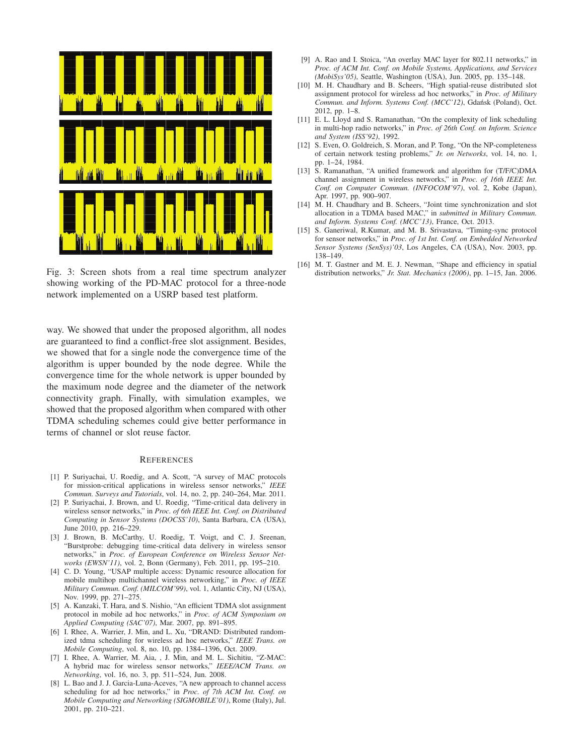Fig. 3: Screen shots from a real time spectrum analyzer showing working of the PD-MAC protocol for a three-node network implemented on a USRP based test platform.

way. We showed that under the proposed algorithm, all nodes are guaranteed to find a conflict-free slot assignment. Besides, we showed that for a single node the convergence time of the algorithm is upper bounded by the node degree. While the convergence time for the whole network is upper bounded by the maximum node degree and the diameter of the network connectivity graph. Finally, with simulation examples, we showed that the proposed algorithm when compared with other TDMA scheduling schemes could give better performance in terms of channel or slot reuse factor.

## References

[1] P. Suriyachai, U. Roedig, and A. Scott, "A survey of MAC protocols for mission-critical applications in wireless sensor networks," *IEEE Commun. Surveys and Tutorials*, vol. 14, no. 2, pp. 240–264, Mar. 2011.

[2] P. Suriyachai, J. Brown, and U. Roedig, "Time-critical data delivery in wireless sensor networks," in *Proc. of 6th IEEE Int. Conf. on Distributed Computing in Sensor Systems (DOCSS'10)*, Santa Barbara, CA (USA), June 2010, pp. 216–229.

[3] J. Brown, B. McCarthy, U. Roedig, T. Voigt, and C. J. Sreenan, "Burstprobe: debugging time-critical data delivery in wireless sensor networks," in *Proc. of European Conference on Wireless Sensor Networks (EWSN'11)*, vol. 2, Bonn (Germany), Feb. 2011, pp. 195–210.

[4] C. D. Young, "USAP multiple access: Dynamic resource allocation for mobile multihop multichannel wireless networking," in *Proc. of IEEE Military Commun. Conf. (MILCOM'99)*, vol. 1, Atlantic City, NJ (USA), Nov. 1999, pp. 271–275.

[5] A. Kanzaki, T. Hara, and S. Nishio, "An efficient TDMA slot assignment protocol in mobile ad hoc networks," in *Proc. of ACM Symposium on Applied Computing (SAC'07)*, Mar. 2007, pp. 891–895.

[6] I. Rhee, A. Warrier, J. Min, and L. Xu, "DRAND: Distributed randomized tdma scheduling for wireless ad hoc networks," *IEEE Trans. on Mobile Computing*, vol. 8, no. 10, pp. 1384–1396, Oct. 2009.

[7] I. Rhee, A. Warrier, M. Aia, , J. Min, and M. L. Sichitiu, "Z-MAC: A hybrid mac for wireless sensor networks," *IEEE/ACM Trans. on Networking*, vol. 16, no. 3, pp. 511–524, Jun. 2008.

[8] L. Bao and J. J. Garcia-Luna-Aceves, "A new approach to channel access scheduling for ad hoc networks," in *Proc. of 7th ACM Int. Conf. on Mobile Computing and Networking (SIGMOBILE'01)*, Rome (Italy), Jul. 2001, pp. 210–221.

[9] A. Rao and I. Stoica, "An overlay MAC layer for 802.11 networks," in *Proc. of ACM Int. Conf. on Mobile Systems, Applications, and Services (MobiSys'05)*, Seattle, Washington (USA), Jun. 2005, pp. 135–148.

[10] M. H. Chaudhary and B. Scheers, "High spatial-reuse distributed slot assignment protocol for wireless ad hoc networks," in *Proc. of Military Commun. and Inform. Systems Conf. (MCC'12)*, Gdańsk (Poland), Oct. 2012, pp. 1–8.

[11] E. L. Lloyd and S. Ramanathan, "On the complexity of link scheduling in multi-hop radio networks," in *Proc. of 26th Conf. on Inform. Science and System (ISS'92)*, 1992.

[12] S. Even, O. Goldreich, S. Moran, and P. Tong, "On the NP-completeness of certain network testing problems," *Jr. on Networks*, vol. 14, no. 1, pp. 1–24, 1984.

[13] S. Ramanathan, "A unified framework and algorithm for (T/F/C)DMA channel assignment in wireless networks," in *Proc. of 16th IEEE Int. Conf. on Computer Commun. (INFOCOM'97)*, vol. 2, Kobe (Japan), Apr. 1997, pp. 900–907.

[14] M. H. Chaudhary and B. Scheers, "Joint time synchronization and slot allocation in a TDMA based MAC," in *submitted in Military Commun. and Inform. Systems Conf. (MCC'13)*, France, Oct. 2013.

[15] S. Ganeriwal, R.Kumar, and M. B. Srivastava, "Timing-sync protocol for sensor networks," in *Proc. of 1st Int. Conf. on Embedded Networked Sensor Systems (SenSys)'03*, Los Angeles, CA (USA), Nov. 2003, pp. 138–149.

[16] M. T. Gastner and M. E. J. Newman, "Shape and efficiency in spatial distribution networks," *Jr. Stat. Mechanics (2006)*, pp. 1–15, Jan. 2006.